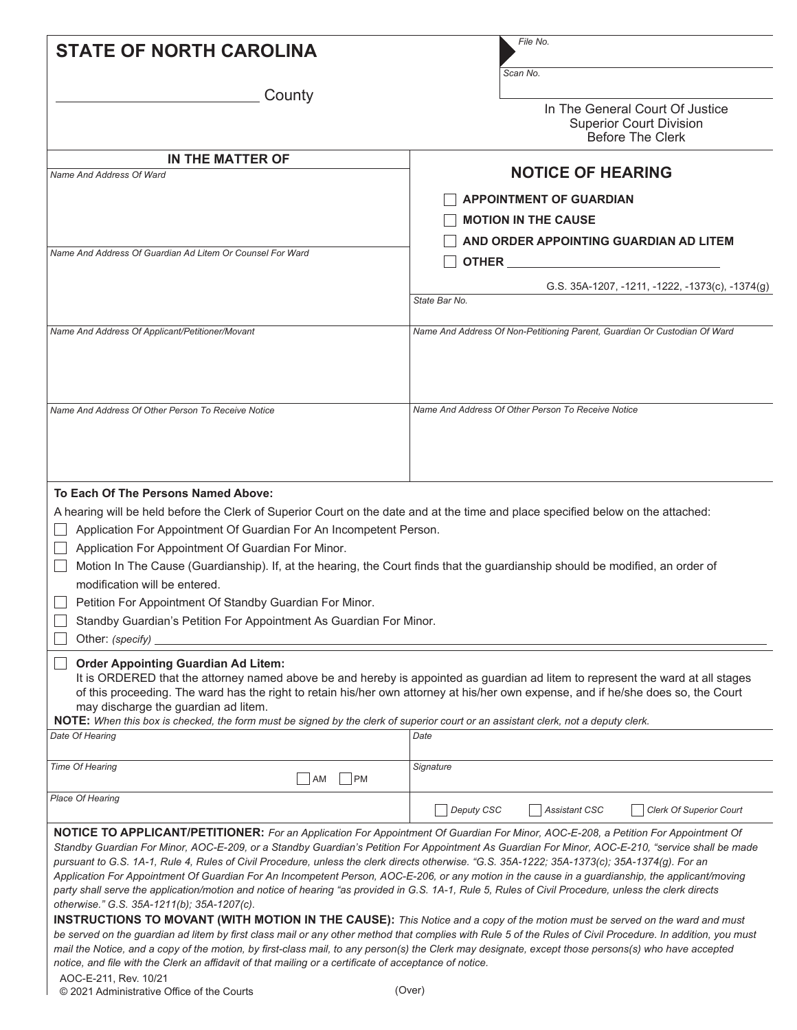# STATE OF NORTH CAROLINA

_________________________ County

*File No.*

*Scan No.*

In The General Court Of Justice
Superior Court Division
Before The Clerk

**IN THE MATTER OF**

*Name And Address Of Ward*

*Name And Address Of Guardian Ad Litem Or Counsel For Ward*

*State Bar No.*

## NOTICE OF HEARING

- [ ] **APPOINTMENT OF GUARDIAN**
- [ ] **MOTION IN THE CAUSE**
- [ ] **AND ORDER APPOINTING GUARDIAN AD LITEM**
- [ ] **OTHER** _______________________________

G.S. 35A-1207, -1211, -1222, -1373(c), -1374(g)

*Name And Address Of Applicant/Petitioner/Movant*

*Name And Address Of Non-Petitioning Parent, Guardian Or Custodian Of Ward*

*Name And Address Of Other Person To Receive Notice*

*Name And Address Of Other Person To Receive Notice*

**To Each Of The Persons Named Above:**

A hearing will be held before the Clerk of Superior Court on the date and at the time and place specified below on the attached:

- [ ] Application For Appointment Of Guardian For An Incompetent Person.
- [ ] Application For Appointment Of Guardian For Minor.
- [ ] Motion In The Cause (Guardianship). If, at the hearing, the Court finds that the guardianship should be modified, an order of modification will be entered.
- [ ] Petition For Appointment Of Standby Guardian For Minor.
- [ ] Standby Guardian's Petition For Appointment As Guardian For Minor.
- [ ] Other: *(specify)* _______________________________

- [ ] **Order Appointing Guardian Ad Litem:**
It is ORDERED that the attorney named above be and hereby is appointed as guardian ad litem to represent the ward at all stages of this proceeding. The ward has the right to retain his/her own attorney at his/her own expense, and if he/she does so, the Court may discharge the guardian ad litem.

**NOTE:** *When this box is checked, the form must be signed by the clerk of superior court or an assistant clerk, not a deputy clerk.*

| | |
|---|---|
| *Date Of Hearing* | *Date* |
| *Time Of Hearing* ☐ AM ☐ PM | *Signature* |
| *Place Of Hearing* | ☐ Deputy CSC ☐ Assistant CSC ☐ Clerk Of Superior Court |

**NOTICE TO APPLICANT/PETITIONER:** *For an Application For Appointment Of Guardian For Minor, AOC-E-208, a Petition For Appointment Of Standby Guardian For Minor, AOC-E-209, or a Standby Guardian's Petition For Appointment As Guardian For Minor, AOC-E-210, "service shall be made pursuant to G.S. 1A-1, Rule 4, Rules of Civil Procedure, unless the clerk directs otherwise. "G.S. 35A-1222; 35A-1373(c); 35A-1374(g). For an Application For Appointment Of Guardian For An Incompetent Person, AOC-E-206, or any motion in the cause in a guardianship, the applicant/moving party shall serve the application/motion and notice of hearing "as provided in G.S. 1A-1, Rule 5, Rules of Civil Procedure, unless the clerk directs otherwise." G.S. 35A-1211(b); 35A-1207(c).*

**INSTRUCTIONS TO MOVANT (WITH MOTION IN THE CAUSE):** *This Notice and a copy of the motion must be served on the ward and must be served on the guardian ad litem by first class mail or any other method that complies with Rule 5 of the Rules of Civil Procedure. In addition, you must mail the Notice, and a copy of the motion, by first-class mail, to any person(s) the Clerk may designate, except those persons(s) who have accepted notice, and file with the Clerk an affidavit of that mailing or a certificate of acceptance of notice.*

AOC-E-211, Rev. 10/21
© 2021 Administrative Office of the Courts

(Over)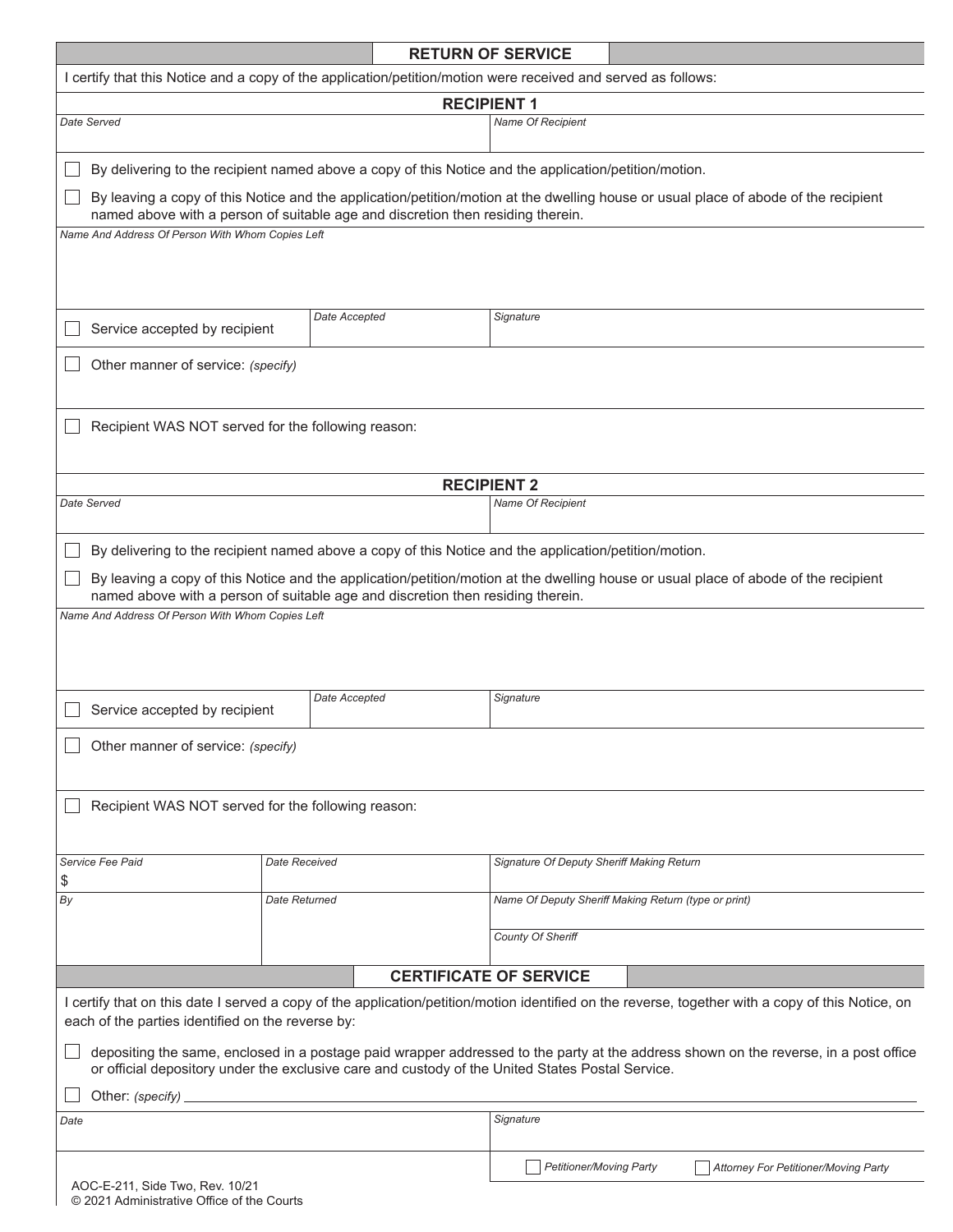## RETURN OF SERVICE

I certify that this Notice and a copy of the application/petition/motion were received and served as follows:

### RECIPIENT 1

| Date Served | Name Of Recipient |
|---|---|
| | |

☐ By delivering to the recipient named above a copy of this Notice and the application/petition/motion.

☐ By leaving a copy of this Notice and the application/petition/motion at the dwelling house or usual place of abode of the recipient named above with a person of suitable age and discretion then residing therein.

*Name And Address Of Person With Whom Copies Left*

| | Date Accepted | Signature |
|---|---|---|
| ☐ Service accepted by recipient | | |

☐ Other manner of service: *(specify)*

☐ Recipient WAS NOT served for the following reason:

### RECIPIENT 2

| Date Served | Name Of Recipient |
|---|---|
| | |

☐ By delivering to the recipient named above a copy of this Notice and the application/petition/motion.

☐ By leaving a copy of this Notice and the application/petition/motion at the dwelling house or usual place of abode of the recipient named above with a person of suitable age and discretion then residing therein.

*Name And Address Of Person With Whom Copies Left*

| | Date Accepted | Signature |
|---|---|---|
| ☐ Service accepted by recipient | | |

☐ Other manner of service: *(specify)*

☐ Recipient WAS NOT served for the following reason:

| | | |
|---|---|---|
| *Service Fee Paid* $ | *Date Received* | *Signature Of Deputy Sheriff Making Return* |
| *By* | *Date Returned* | *Name Of Deputy Sheriff Making Return (type or print)* |
| | | *County Of Sheriff* |

## CERTIFICATE OF SERVICE

I certify that on this date I served a copy of the application/petition/motion identified on the reverse, together with a copy of this Notice, on each of the parties identified on the reverse by:

☐ depositing the same, enclosed in a postage paid wrapper addressed to the party at the address shown on the reverse, in a post office or official depository under the exclusive care and custody of the United States Postal Service.

☐ Other: *(specify)* ______________________________

| Date | Signature |
|---|---|
| | |
| | ☐ *Petitioner/Moving Party* ☐ *Attorney For Petitioner/Moving Party* |

AOC-E-211, Side Two, Rev. 10/21
© 2021 Administrative Office of the Courts